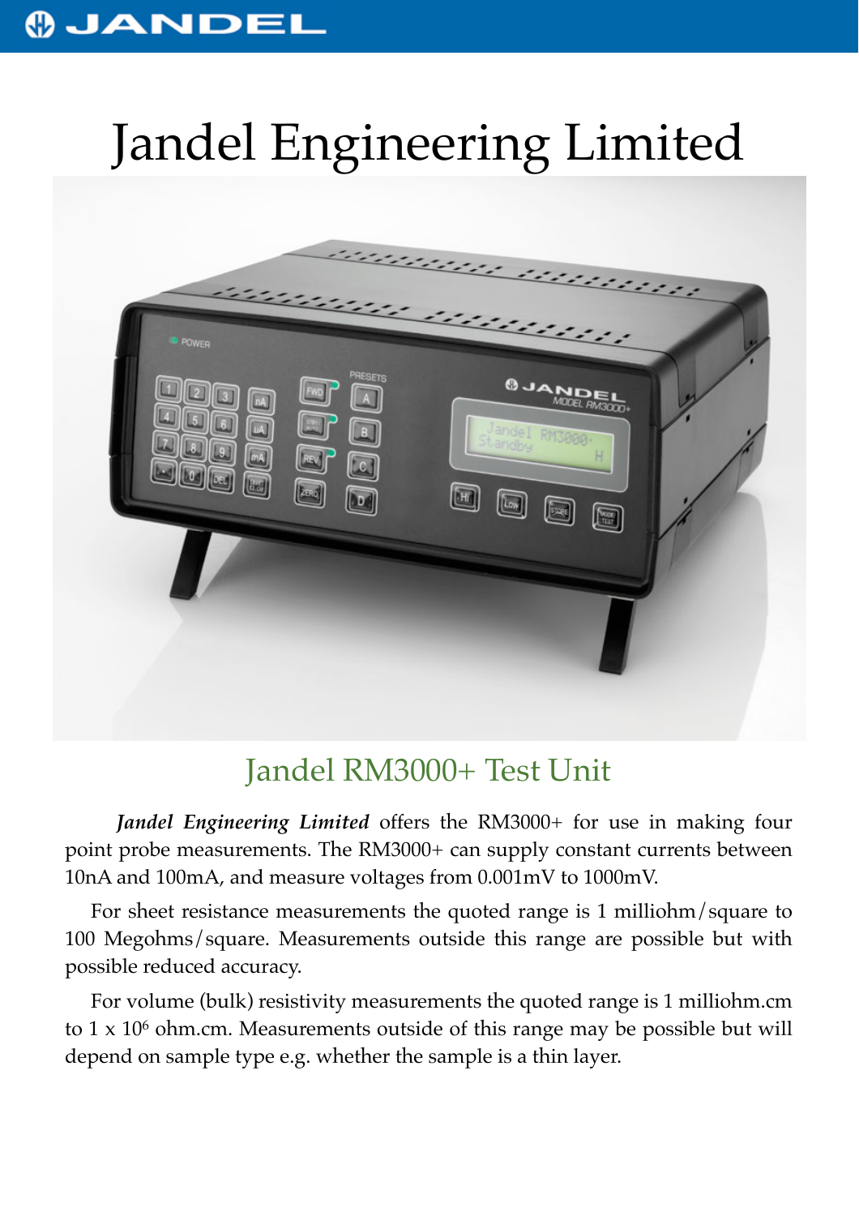# Jandel Engineering Limited

## Jandel RM3000+ Test Unit

*Jandel Engineering Limited* offers the RM3000+ for use in making four point probe measurements. The RM3000+ can supply constant currents between 10nA and 100mA, and measure voltages from 0.001mV to 1000mV.

For sheet resistance measurements the quoted range is 1 milliohm/square to 100 Megohms/square. Measurements outside this range are possible but with possible reduced accuracy.

For volume (bulk) resistivity measurements the quoted range is 1 milliohm.cm to 1 x $10^6$ ohm.cm. Measurements outside of this range may be possible but will depend on sample type e.g. whether the sample is a thin layer.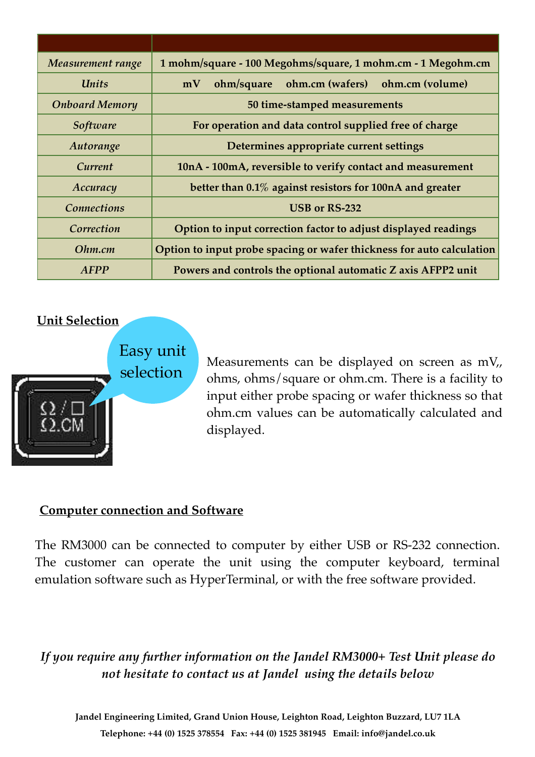| | |
|---|---|
| *Measurement range* | **1 mohm/square - 100 Megohms/square, 1 mohm.cm - 1 Megohm.cm** |
| *Units* | **mV ohm/square ohm.cm (wafers) ohm.cm (volume)** |
| *Onboard Memory* | **50 time-stamped measurements** |
| *Software* | **For operation and data control supplied free of charge** |
| *Autorange* | **Determines appropriate current settings** |
| *Current* | **10nA - 100mA, reversible to verify contact and measurement** |
| *Accuracy* | **better than 0.1% against resistors for 100nA and greater** |
| *Connections* | **USB or RS-232** |
| *Correction* | **Option to input correction factor to adjust displayed readings** |
| *Ohm.cm* | **Option to input probe spacing or wafer thickness for auto calculation** |
| *AFPP* | **Powers and controls the optional automatic Z axis AFPP2 unit** |

## Unit Selection

Easy unit selection

Ω / □
Ω.CM

Measurements can be displayed on screen as mV,, ohms, ohms/square or ohm.cm. There is a facility to input either probe spacing or wafer thickness so that ohm.cm values can be automatically calculated and displayed.

## Computer connection and Software

The RM3000 can be connected to computer by either USB or RS-232 connection. The customer can operate the unit using the computer keyboard, terminal emulation software such as HyperTerminal, or with the free software provided.

***If you require any further information on the Jandel RM3000+ Test Unit please do not hesitate to contact us at Jandel using the details below***

**Jandel Engineering Limited, Grand Union House, Leighton Road, Leighton Buzzard, LU7 1LA**

**Telephone: +44 (0) 1525 378554 Fax: +44 (0) 1525 381945 Email: info@jandel.co.uk**